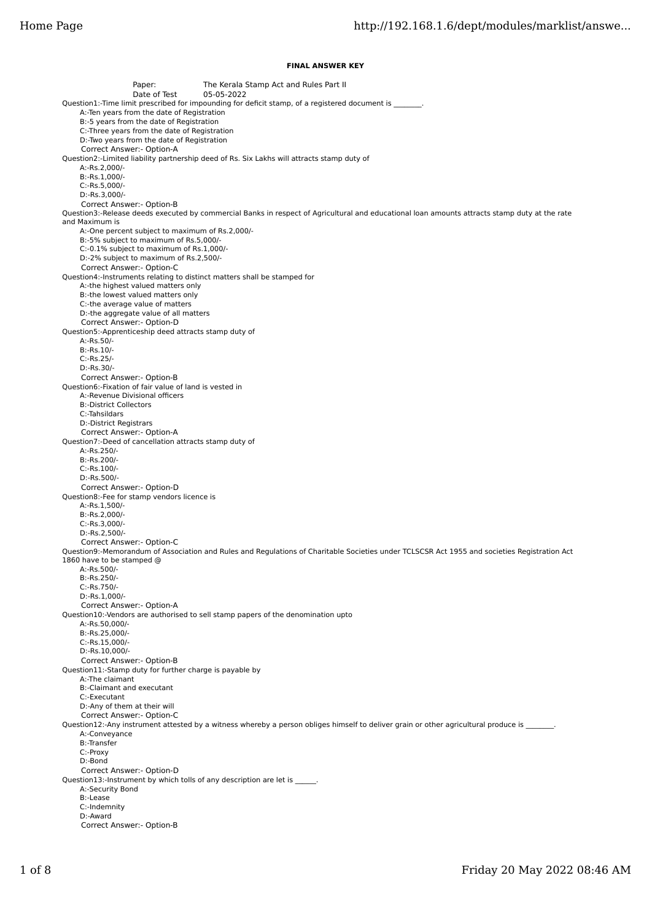**FINAL ANSWER KEY**

Paper: The Kerala Stamp Act and Rules Part II
Date of Test 05-05-2022

Question1:-Time limit prescribed for impounding for deficit stamp, of a registered document is ________.
A:-Ten years from the date of Registration
B:-5 years from the date of Registration
C:-Three years from the date of Registration
D:-Two years from the date of Registration
Correct Answer:- Option-A

Question2:-Limited liability partnership deed of Rs. Six Lakhs will attracts stamp duty of
A:-Rs.2,000/-
B:-Rs.1,000/-
C:-Rs.5,000/-
D:-Rs.3,000/-
Correct Answer:- Option-B

Question3:-Release deeds executed by commercial Banks in respect of Agricultural and educational loan amounts attracts stamp duty at the rate and Maximum is
A:-One percent subject to maximum of Rs.2,000/-
B:-5% subject to maximum of Rs.5,000/-
C:-0.1% subject to maximum of Rs.1,000/-
D:-2% subject to maximum of Rs.2,500/-
Correct Answer:- Option-C

Question4:-Instruments relating to distinct matters shall be stamped for
A:-the highest valued matters only
B:-the lowest valued matters only
C:-the average value of matters
D:-the aggregate value of all matters
Correct Answer:- Option-D

Question5:-Apprenticeship deed attracts stamp duty of
A:-Rs.50/-
B:-Rs.10/-
C:-Rs.25/-
D:-Rs.30/-
Correct Answer:- Option-B

Question6:-Fixation of fair value of land is vested in
A:-Revenue Divisional officers
B:-District Collectors
C:-Tahsildars
D:-District Registrars
Correct Answer:- Option-A

Question7:-Deed of cancellation attracts stamp duty of
A:-Rs.250/-
B:-Rs.200/-
C:-Rs.100/-
D:-Rs.500/-
Correct Answer:- Option-D

Question8:-Fee for stamp vendors licence is
A:-Rs.1,500/-
B:-Rs.2,000/-
C:-Rs.3,000/-
D:-Rs.2,500/-
Correct Answer:- Option-C

Question9:-Memorandum of Association and Rules and Regulations of Charitable Societies under TCLSCSR Act 1955 and societies Registration Act 1860 have to be stamped @
A:-Rs.500/-
B:-Rs.250/-
C:-Rs.750/-
D:-Rs.1,000/-
Correct Answer:- Option-A

Question10:-Vendors are authorised to sell stamp papers of the denomination upto
A:-Rs.50,000/-
B:-Rs.25,000/-
C:-Rs.15,000/-
D:-Rs.10,000/-
Correct Answer:- Option-B

Question11:-Stamp duty for further charge is payable by
A:-The claimant
B:-Claimant and executant
C:-Executant
D:-Any of them at their will
Correct Answer:- Option-C

Question12:-Any instrument attested by a witness whereby a person obliges himself to deliver grain or other agricultural produce is ________.
A:-Conveyance
B:-Transfer
C:-Proxy
D:-Bond
Correct Answer:- Option-D

Question13:-Instrument by which tolls of any description are let is ______.
A:-Security Bond
B:-Lease
C:-Indemnity
D:-Award
Correct Answer:- Option-B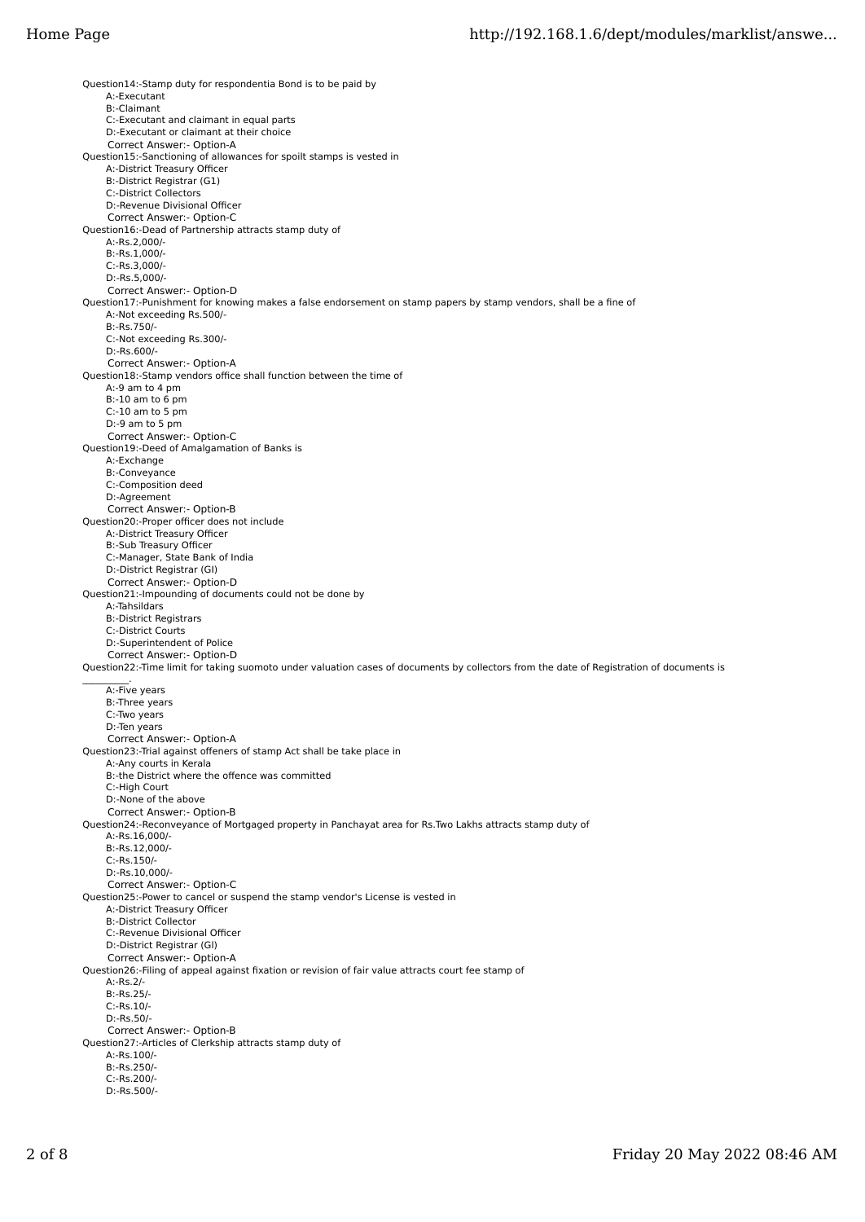Question14:-Stamp duty for respondentia Bond is to be paid by
A:-Executant
B:-Claimant
C:-Executant and claimant in equal parts
D:-Executant or claimant at their choice
Correct Answer:- Option-A

Question15:-Sanctioning of allowances for spoilt stamps is vested in
A:-District Treasury Officer
B:-District Registrar (G1)
C:-District Collectors
D:-Revenue Divisional Officer
Correct Answer:- Option-C

Question16:-Dead of Partnership attracts stamp duty of
A:-Rs.2,000/-
B:-Rs.1,000/-
C:-Rs.3,000/-
D:-Rs.5,000/-
Correct Answer:- Option-D

Question17:-Punishment for knowing makes a false endorsement on stamp papers by stamp vendors, shall be a fine of
A:-Not exceeding Rs.500/-
B:-Rs.750/-
C:-Not exceeding Rs.300/-
D:-Rs.600/-
Correct Answer:- Option-A

Question18:-Stamp vendors office shall function between the time of
A:-9 am to 4 pm
B:-10 am to 6 pm
C:-10 am to 5 pm
D:-9 am to 5 pm
Correct Answer:- Option-C

Question19:-Deed of Amalgamation of Banks is
A:-Exchange
B:-Conveyance
C:-Composition deed
D:-Agreement
Correct Answer:- Option-B

Question20:-Proper officer does not include
A:-District Treasury Officer
B:-Sub Treasury Officer
C:-Manager, State Bank of India
D:-District Registrar (GI)
Correct Answer:- Option-D

Question21:-Impounding of documents could not be done by
A:-Tahsildars
B:-District Registrars
C:-District Courts
D:-Superintendent of Police
Correct Answer:- Option-D

Question22:-Time limit for taking suomoto under valuation cases of documents by collectors from the date of Registration of documents is _________.
A:-Five years
B:-Three years
C:-Two years
D:-Ten years
Correct Answer:- Option-A

Question23:-Trial against offeners of stamp Act shall be take place in
A:-Any courts in Kerala
B:-the District where the offence was committed
C:-High Court
D:-None of the above
Correct Answer:- Option-B

Question24:-Reconveyance of Mortgaged property in Panchayat area for Rs.Two Lakhs attracts stamp duty of
A:-Rs.16,000/-
B:-Rs.12,000/-
C:-Rs.150/-
D:-Rs.10,000/-
Correct Answer:- Option-C

Question25:-Power to cancel or suspend the stamp vendor's License is vested in
A:-District Treasury Officer
B:-District Collector
C:-Revenue Divisional Officer
D:-District Registrar (GI)
Correct Answer:- Option-A

Question26:-Filing of appeal against fixation or revision of fair value attracts court fee stamp of
A:-Rs.2/-
B:-Rs.25/-
C:-Rs.10/-
D:-Rs.50/-
Correct Answer:- Option-B

Question27:-Articles of Clerkship attracts stamp duty of
A:-Rs.100/-
B:-Rs.250/-
C:-Rs.200/-
D:-Rs.500/-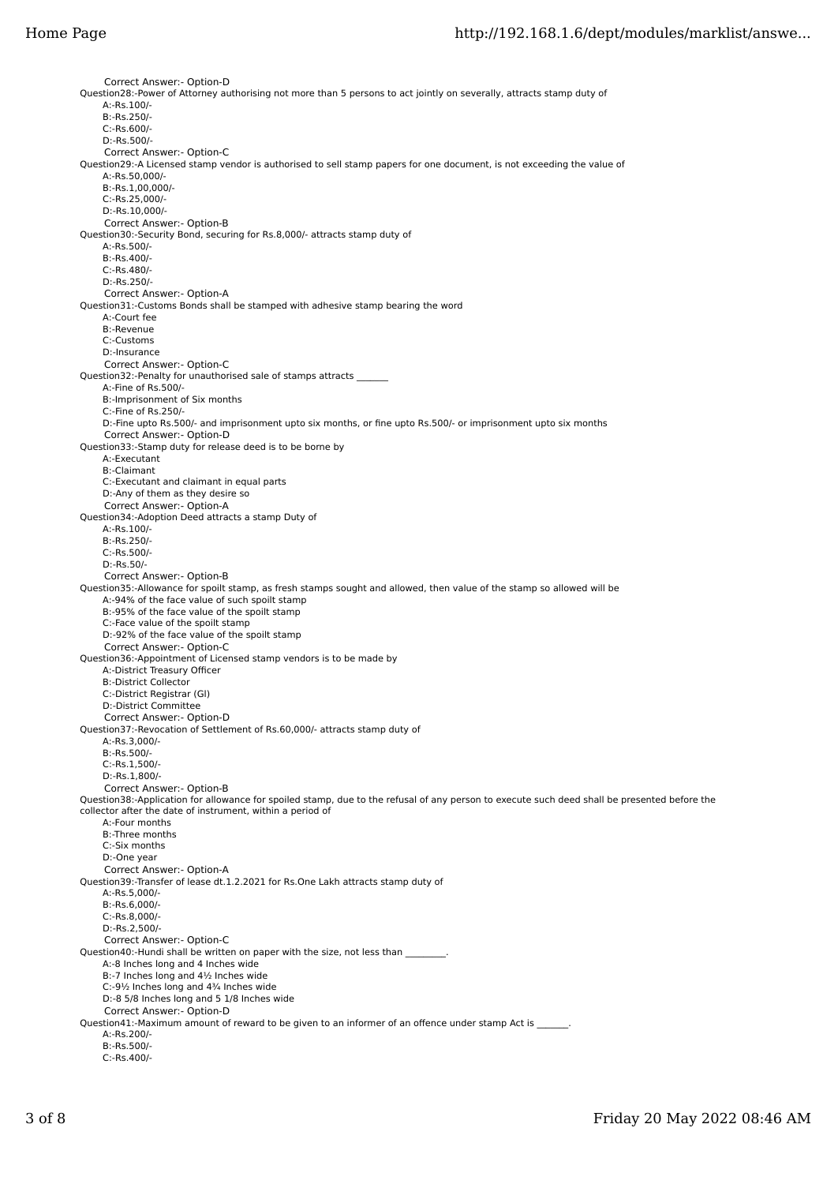Correct Answer:- Option-D

Question28:-Power of Attorney authorising not more than 5 persons to act jointly on severally, attracts stamp duty of

A:-Rs.100/-
B:-Rs.250/-
C:-Rs.600/-
D:-Rs.500/-

Correct Answer:- Option-C

Question29:-A Licensed stamp vendor is authorised to sell stamp papers for one document, is not exceeding the value of

A:-Rs.50,000/-
B:-Rs.1,00,000/-
C:-Rs.25,000/-
D:-Rs.10,000/-

Correct Answer:- Option-B

Question30:-Security Bond, securing for Rs.8,000/- attracts stamp duty of

A:-Rs.500/-
B:-Rs.400/-
C:-Rs.480/-
D:-Rs.250/-

Correct Answer:- Option-A

Question31:-Customs Bonds shall be stamped with adhesive stamp bearing the word

A:-Court fee
B:-Revenue
C:-Customs
D:-Insurance

Correct Answer:- Option-C

Question32:-Penalty for unauthorised sale of stamps attracts _______

A:-Fine of Rs.500/-
B:-Imprisonment of Six months
C:-Fine of Rs.250/-
D:-Fine upto Rs.500/- and imprisonment upto six months, or fine upto Rs.500/- or imprisonment upto six months

Correct Answer:- Option-D

Question33:-Stamp duty for release deed is to be borne by

A:-Executant
B:-Claimant
C:-Executant and claimant in equal parts
D:-Any of them as they desire so

Correct Answer:- Option-A

Question34:-Adoption Deed attracts a stamp Duty of

A:-Rs.100/-
B:-Rs.250/-
C:-Rs.500/-
D:-Rs.50/-

Correct Answer:- Option-B

Question35:-Allowance for spoilt stamp, as fresh stamps sought and allowed, then value of the stamp so allowed will be

A:-94% of the face value of such spoilt stamp
B:-95% of the face value of the spoilt stamp
C:-Face value of the spoilt stamp
D:-92% of the face value of the spoilt stamp

Correct Answer:- Option-C

Question36:-Appointment of Licensed stamp vendors is to be made by

A:-District Treasury Officer
B:-District Collector
C:-District Registrar (Gl)
D:-District Committee

Correct Answer:- Option-D

Question37:-Revocation of Settlement of Rs.60,000/- attracts stamp duty of

A:-Rs.3,000/-
B:-Rs.500/-
C:-Rs.1,500/-
D:-Rs.1,800/-

Correct Answer:- Option-B

Question38:-Application for allowance for spoiled stamp, due to the refusal of any person to execute such deed shall be presented before the collector after the date of instrument, within a period of

A:-Four months
B:-Three months
C:-Six months
D:-One year

Correct Answer:- Option-A

Question39:-Transfer of lease dt.1.2.2021 for Rs.One Lakh attracts stamp duty of

A:-Rs.5,000/-
B:-Rs.6,000/-
C:-Rs.8,000/-
D:-Rs.2,500/-

Correct Answer:- Option-C

Question40:-Hundi shall be written on paper with the size, not less than _________.

A:-8 Inches long and 4 Inches wide
B:-7 Inches long and 4½ Inches wide
C:-9½ Inches long and 4¾ Inches wide
D:-8 5/8 Inches long and 5 1/8 Inches wide

Correct Answer:- Option-D

Question41:-Maximum amount of reward to be given to an informer of an offence under stamp Act is _______.

A:-Rs.200/-
B:-Rs.500/-
C:-Rs.400/-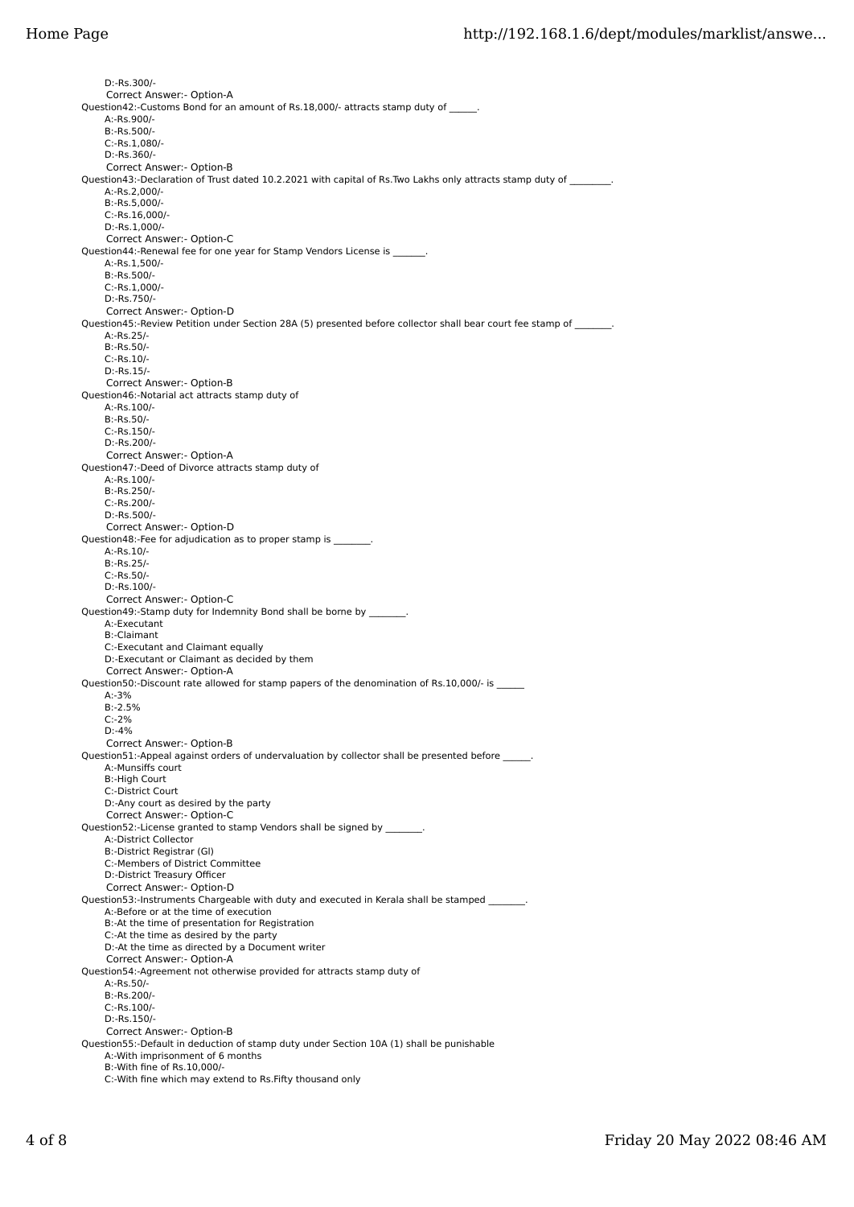D:-Rs.300/-

Correct Answer:- Option-A

Question42:-Customs Bond for an amount of Rs.18,000/- attracts stamp duty of ______.

A:-Rs.900/-

B:-Rs.500/-

C:-Rs.1,080/-

D:-Rs.360/-

Correct Answer:- Option-B

Question43:-Declaration of Trust dated 10.2.2021 with capital of Rs.Two Lakhs only attracts stamp duty of ________.

A:-Rs.2,000/-

B:-Rs.5,000/-

C:-Rs.16,000/-

D:-Rs.1,000/-

Correct Answer:- Option-C

Question44:-Renewal fee for one year for Stamp Vendors License is _______.

A:-Rs.1,500/-

B:-Rs.500/-

C:-Rs.1,000/-

D:-Rs.750/-

Correct Answer:- Option-D

Question45:-Review Petition under Section 28A (5) presented before collector shall bear court fee stamp of _______.

A:-Rs.25/-

B:-Rs.50/-

C:-Rs.10/-

D:-Rs.15/-

Correct Answer:- Option-B

Question46:-Notarial act attracts stamp duty of

A:-Rs.100/-

B:-Rs.50/-

C:-Rs.150/-

D:-Rs.200/-

Correct Answer:- Option-A

Question47:-Deed of Divorce attracts stamp duty of

A:-Rs.100/-

B:-Rs.250/-

C:-Rs.200/-

D:-Rs.500/-

Correct Answer:- Option-D

Question48:-Fee for adjudication as to proper stamp is _______.

A:-Rs.10/-

B:-Rs.25/-

C:-Rs.50/-

D:-Rs.100/-

Correct Answer:- Option-C

Question49:-Stamp duty for Indemnity Bond shall be borne by _______.

A:-Executant

B:-Claimant

C:-Executant and Claimant equally

D:-Executant or Claimant as decided by them

Correct Answer:- Option-A

Question50:-Discount rate allowed for stamp papers of the denomination of Rs.10,000/- is ______

A:-3%

B:-2.5%

C:-2%

D:-4%

Correct Answer:- Option-B

Question51:-Appeal against orders of undervaluation by collector shall be presented before ______.

A:-Munsiffs court

B:-High Court

C:-District Court

D:-Any court as desired by the party

Correct Answer:- Option-C

Question52:-License granted to stamp Vendors shall be signed by _______.

A:-District Collector

B:-District Registrar (Gl)

C:-Members of District Committee

D:-District Treasury Officer

Correct Answer:- Option-D

Question53:-Instruments Chargeable with duty and executed in Kerala shall be stamped _______.

A:-Before or at the time of execution

B:-At the time of presentation for Registration

C:-At the time as desired by the party

D:-At the time as directed by a Document writer

Correct Answer:- Option-A

Question54:-Agreement not otherwise provided for attracts stamp duty of

A:-Rs.50/-

B:-Rs.200/-

C:-Rs.100/-

D:-Rs.150/-

Correct Answer:- Option-B

Question55:-Default in deduction of stamp duty under Section 10A (1) shall be punishable

A:-With imprisonment of 6 months

B:-With fine of Rs.10,000/-

C:-With fine which may extend to Rs.Fifty thousand only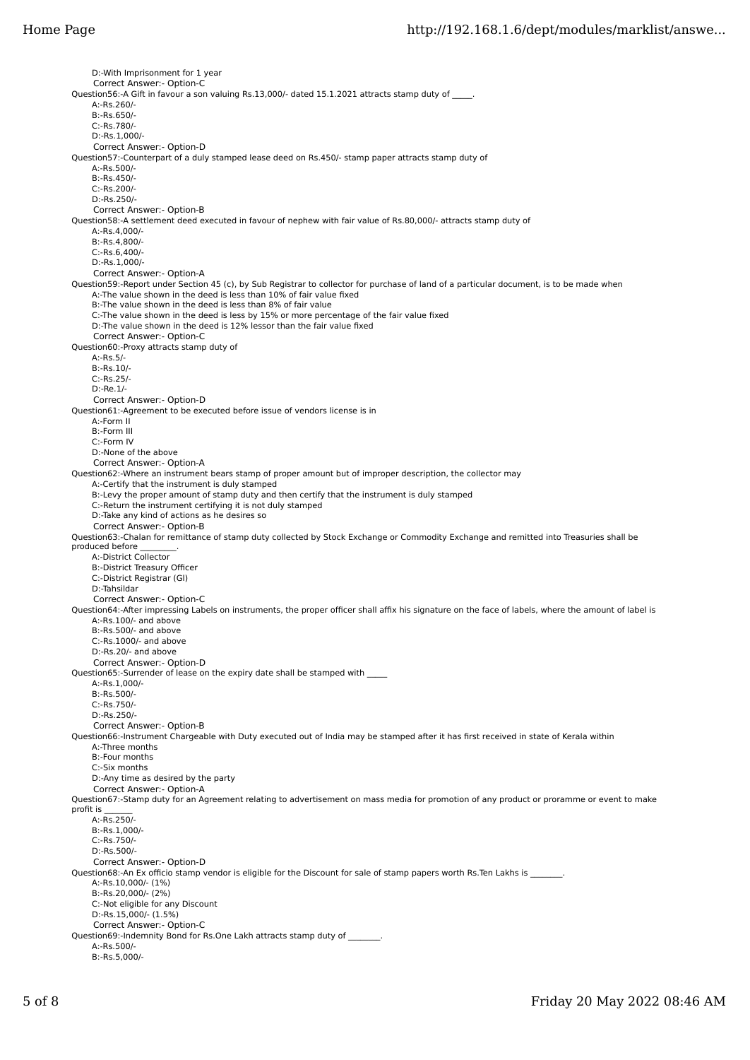D:-With Imprisonment for 1 year
Correct Answer:- Option-C

Question56:-A Gift in favour a son valuing Rs.13,000/- dated 15.1.2021 attracts stamp duty of _____.
A:-Rs.260/-
B:-Rs.650/-
C:-Rs.780/-
D:-Rs.1,000/-
Correct Answer:- Option-D

Question57:-Counterpart of a duly stamped lease deed on Rs.450/- stamp paper attracts stamp duty of
A:-Rs.500/-
B:-Rs.450/-
C:-Rs.200/-
D:-Rs.250/-
Correct Answer:- Option-B

Question58:-A settlement deed executed in favour of nephew with fair value of Rs.80,000/- attracts stamp duty of
A:-Rs.4,000/-
B:-Rs.4,800/-
C:-Rs.6,400/-
D:-Rs.1,000/-
Correct Answer:- Option-A

Question59:-Report under Section 45 (c), by Sub Registrar to collector for purchase of land of a particular document, is to be made when
A:-The value shown in the deed is less than 10% of fair value fixed
B:-The value shown in the deed is less than 8% of fair value
C:-The value shown in the deed is less by 15% or more percentage of the fair value fixed
D:-The value shown in the deed is 12% lessor than the fair value fixed
Correct Answer:- Option-C

Question60:-Proxy attracts stamp duty of
A:-Rs.5/-
B:-Rs.10/-
C:-Rs.25/-
D:-Re.1/-
Correct Answer:- Option-D

Question61:-Agreement to be executed before issue of vendors license is in
A:-Form II
B:-Form III
C:-Form IV
D:-None of the above
Correct Answer:- Option-A

Question62:-Where an instrument bears stamp of proper amount but of improper description, the collector may
A:-Certify that the instrument is duly stamped
B:-Levy the proper amount of stamp duty and then certify that the instrument is duly stamped
C:-Return the instrument certifying it is not duly stamped
D:-Take any kind of actions as he desires so
Correct Answer:- Option-B

Question63:-Chalan for remittance of stamp duty collected by Stock Exchange or Commodity Exchange and remitted into Treasuries shall be produced before _________.
A:-District Collector
B:-District Treasury Officer
C:-District Registrar (GI)
D:-Tahsildar
Correct Answer:- Option-C

Question64:-After impressing Labels on instruments, the proper officer shall affix his signature on the face of labels, where the amount of label is
A:-Rs.100/- and above
B:-Rs.500/- and above
C:-Rs.1000/- and above
D:-Rs.20/- and above
Correct Answer:- Option-D

Question65:-Surrender of lease on the expiry date shall be stamped with _____
A:-Rs.1,000/-
B:-Rs.500/-
C:-Rs.750/-
D:-Rs.250/-
Correct Answer:- Option-B

Question66:-Instrument Chargeable with Duty executed out of India may be stamped after it has first received in state of Kerala within
A:-Three months
B:-Four months
C:-Six months
D:-Any time as desired by the party
Correct Answer:- Option-A

Question67:-Stamp duty for an Agreement relating to advertisement on mass media for promotion of any product or proramme or event to make profit is _______
A:-Rs.250/-
B:-Rs.1,000/-
C:-Rs.750/-
D:-Rs.500/-
Correct Answer:- Option-D

Question68:-An Ex officio stamp vendor is eligible for the Discount for sale of stamp papers worth Rs.Ten Lakhs is ________.
A:-Rs.10,000/- (1%)
B:-Rs.20,000/- (2%)
C:-Not eligible for any Discount
D:-Rs.15,000/- (1.5%)
Correct Answer:- Option-C

Question69:-Indemnity Bond for Rs.One Lakh attracts stamp duty of ________.
A:-Rs.500/-
B:-Rs.5,000/-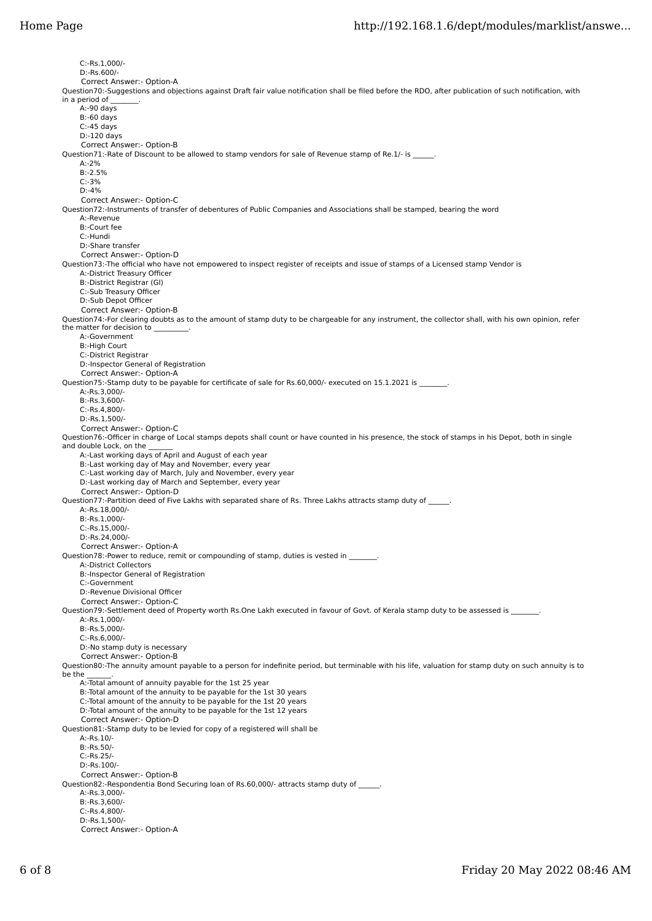C:-Rs.1,000/-
D:-Rs.600/-
Correct Answer:- Option-A

Question70:-Suggestions and objections against Draft fair value notification shall be filed before the RDO, after publication of such notification, with in a period of ________.
A:-90 days
B:-60 days
C:-45 days
D:-120 days
Correct Answer:- Option-B

Question71:-Rate of Discount to be allowed to stamp vendors for sale of Revenue stamp of Re.1/- is ______.
A:-2%
B:-2.5%
C:-3%
D:-4%
Correct Answer:- Option-C

Question72:-Instruments of transfer of debentures of Public Companies and Associations shall be stamped, bearing the word
A:-Revenue
B:-Court fee
C:-Hundi
D:-Share transfer
Correct Answer:- Option-D

Question73:-The official who have not empowered to inspect register of receipts and issue of stamps of a Licensed stamp Vendor is
A:-District Treasury Officer
B:-District Registrar (Gl)
C:-Sub Treasury Officer
D:-Sub Depot Officer
Correct Answer:- Option-B

Question74:-For clearing doubts as to the amount of stamp duty to be chargeable for any instrument, the collector shall, with his own opinion, refer the matter for decision to __________.
A:-Government
B:-High Court
C:-District Registrar
D:-Inspector General of Registration
Correct Answer:- Option-A

Question75:-Stamp duty to be payable for certificate of sale for Rs.60,000/- executed on 15.1.2021 is ________.
A:-Rs.3,000/-
B:-Rs.3,600/-
C:-Rs.4,800/-
D:-Rs.1,500/-
Correct Answer:- Option-C

Question76:-Officer in charge of Local stamps depots shall count or have counted in his presence, the stock of stamps in his Depot, both in single and double Lock, on the _______
A:-Last working days of April and August of each year
B:-Last working day of May and November, every year
C:-Last working day of March, July and November, every year
D:-Last working day of March and September, every year
Correct Answer:- Option-D

Question77:-Partition deed of Five Lakhs with separated share of Rs. Three Lakhs attracts stamp duty of ______.
A:-Rs.18,000/-
B:-Rs.1,000/-
C:-Rs.15,000/-
D:-Rs.24,000/-
Correct Answer:- Option-A

Question78:-Power to reduce, remit or compounding of stamp, duties is vested in ________.
A:-District Collectors
B:-Inspector General of Registration
C:-Government
D:-Revenue Divisional Officer
Correct Answer:- Option-C

Question79:-Settlement deed of Property worth Rs.One Lakh executed in favour of Govt. of Kerala stamp duty to be assessed is ________.
A:-Rs.1,000/-
B:-Rs.5,000/-
C:-Rs.6,000/-
D:-No stamp duty is necessary
Correct Answer:- Option-B

Question80:-The annuity amount payable to a person for indefinite period, but terminable with his life, valuation for stamp duty on such annuity is to be the _______.
A:-Total amount of annuity payable for the 1st 25 year
B:-Total amount of the annuity to be payable for the 1st 30 years
C:-Total amount of the annuity to be payable for the 1st 20 years
D:-Total amount of the annuity to be payable for the 1st 12 years
Correct Answer:- Option-D

Question81:-Stamp duty to be levied for copy of a registered will shall be
A:-Rs.10/-
B:-Rs.50/-
C:-Rs.25/-
D:-Rs.100/-
Correct Answer:- Option-B

Question82:-Respondentia Bond Securing loan of Rs.60,000/- attracts stamp duty of ______.
A:-Rs.3,000/-
B:-Rs.3,600/-
C:-Rs.4,800/-
D:-Rs.1,500/-
Correct Answer:- Option-A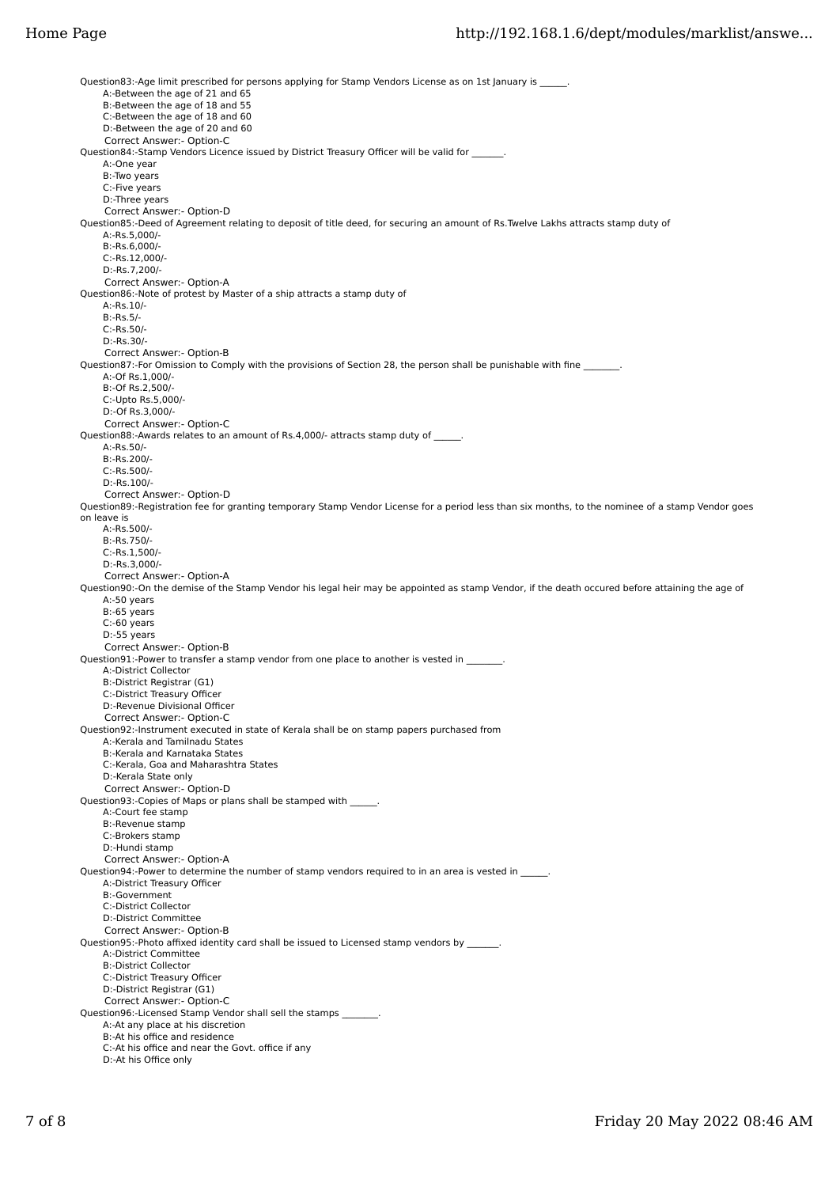Question83:-Age limit prescribed for persons applying for Stamp Vendors License as on 1st January is ______.

A:-Between the age of 21 and 65

B:-Between the age of 18 and 55

C:-Between the age of 18 and 60

D:-Between the age of 20 and 60

Correct Answer:- Option-C

Question84:-Stamp Vendors Licence issued by District Treasury Officer will be valid for _______.

A:-One year

B:-Two years

C:-Five years

D:-Three years

Correct Answer:- Option-D

Question85:-Deed of Agreement relating to deposit of title deed, for securing an amount of Rs.Twelve Lakhs attracts stamp duty of

A:-Rs.5,000/-

B:-Rs.6,000/-

C:-Rs.12,000/-

D:-Rs.7,200/-

Correct Answer:- Option-A

Question86:-Note of protest by Master of a ship attracts a stamp duty of

A:-Rs.10/-

B:-Rs.5/-

C:-Rs.50/-

D:-Rs.30/-

Correct Answer:- Option-B

Question87:-For Omission to Comply with the provisions of Section 28, the person shall be punishable with fine ________.

A:-Of Rs.1,000/-

B:-Of Rs.2,500/-

C:-Upto Rs.5,000/-

D:-Of Rs.3,000/-

Correct Answer:- Option-C

Question88:-Awards relates to an amount of Rs.4,000/- attracts stamp duty of ______.

A:-Rs.50/-

B:-Rs.200/-

C:-Rs.500/-

D:-Rs.100/-

Correct Answer:- Option-D

Question89:-Registration fee for granting temporary Stamp Vendor License for a period less than six months, to the nominee of a stamp Vendor goes on leave is

A:-Rs.500/-

B:-Rs.750/-

C:-Rs.1,500/-

D:-Rs.3,000/-

Correct Answer:- Option-A

Question90:-On the demise of the Stamp Vendor his legal heir may be appointed as stamp Vendor, if the death occured before attaining the age of

A:-50 years

B:-65 years

C:-60 years

D:-55 years

Correct Answer:- Option-B

Question91:-Power to transfer a stamp vendor from one place to another is vested in ________.

A:-District Collector

B:-District Registrar (G1)

C:-District Treasury Officer

D:-Revenue Divisional Officer

Correct Answer:- Option-C

Question92:-Instrument executed in state of Kerala shall be on stamp papers purchased from

A:-Kerala and Tamilnadu States

B:-Kerala and Karnataka States

C:-Kerala, Goa and Maharashtra States

D:-Kerala State only

Correct Answer:- Option-D

Question93:-Copies of Maps or plans shall be stamped with ______.

A:-Court fee stamp

B:-Revenue stamp

C:-Brokers stamp

D:-Hundi stamp

Correct Answer:- Option-A

Question94:-Power to determine the number of stamp vendors required to in an area is vested in ______.

A:-District Treasury Officer

B:-Government

C:-District Collector

D:-District Committee

Correct Answer:- Option-B

Question95:-Photo affixed identity card shall be issued to Licensed stamp vendors by _______.

A:-District Committee

B:-District Collector

C:-District Treasury Officer

D:-District Registrar (G1)

Correct Answer:- Option-C

Question96:-Licensed Stamp Vendor shall sell the stamps ________.

A:-At any place at his discretion

B:-At his office and residence

C:-At his office and near the Govt. office if any

D:-At his Office only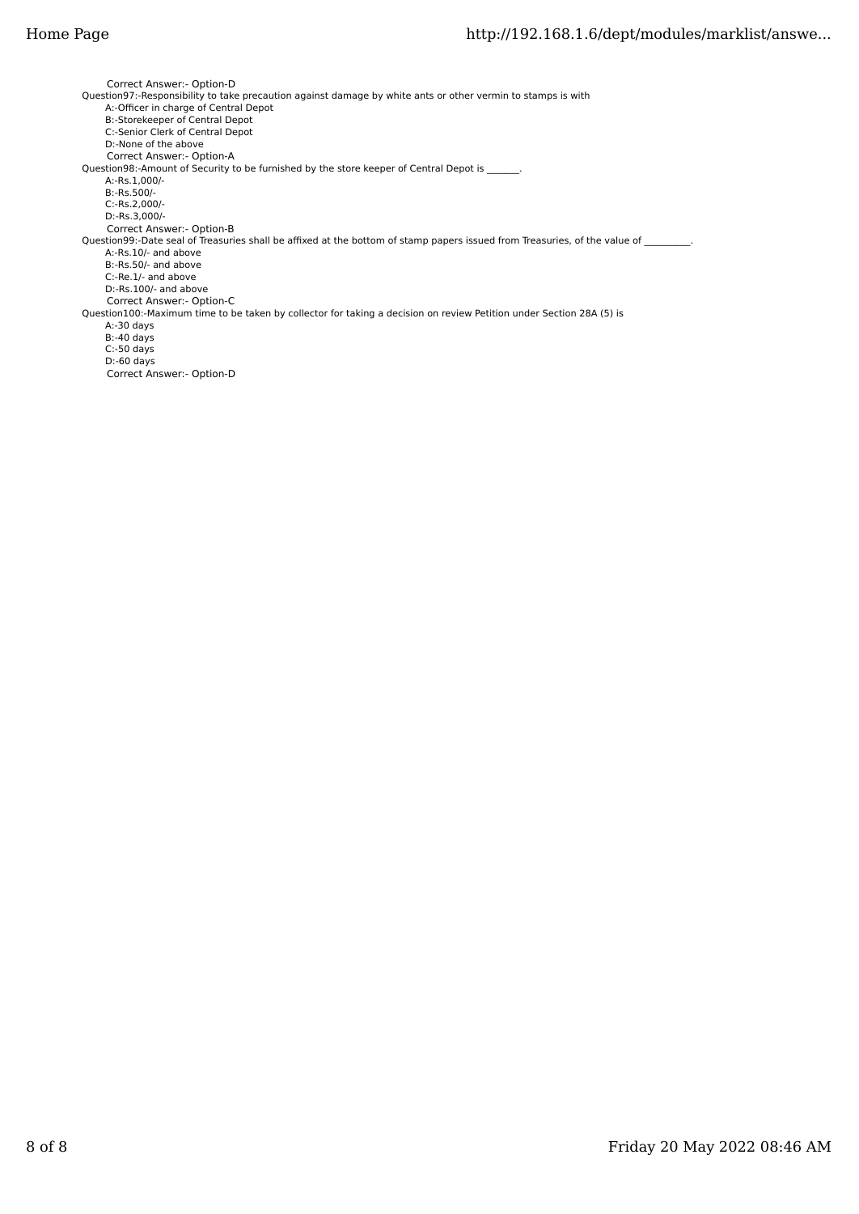Correct Answer:- Option-D

Question97:-Responsibility to take precaution against damage by white ants or other vermin to stamps is with

A:-Officer in charge of Central Depot

B:-Storekeeper of Central Depot

C:-Senior Clerk of Central Depot

D:-None of the above

Correct Answer:- Option-A

Question98:-Amount of Security to be furnished by the store keeper of Central Depot is _______.

A:-Rs.1,000/-

B:-Rs.500/-

C:-Rs.2,000/-

D:-Rs.3,000/-

Correct Answer:- Option-B

Question99:-Date seal of Treasuries shall be affixed at the bottom of stamp papers issued from Treasuries, of the value of _________.

A:-Rs.10/- and above

B:-Rs.50/- and above

C:-Re.1/- and above

D:-Rs.100/- and above

Correct Answer:- Option-C

Question100:-Maximum time to be taken by collector for taking a decision on review Petition under Section 28A (5) is

A:-30 days

B:-40 days

C:-50 days

D:-60 days

Correct Answer:- Option-D